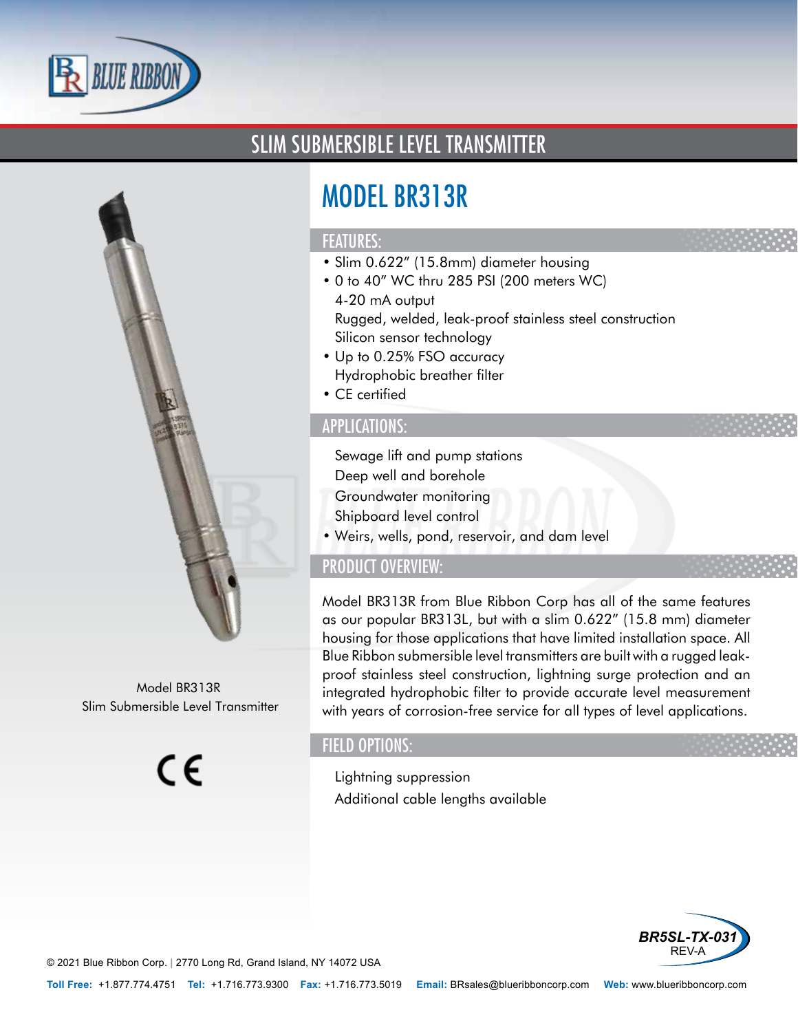# SLIM SUBMERSIBLE LEVEL TRANSMITTER

## MODEL BR313R

### FEATURES:

- Slim 0.622" (15.8mm) diameter housing
- 0 to 40" WC thru 285 PSI (200 meters WC)
- 4-20 mA output
- Rugged, welded, leak-proof stainless steel construction
- Silicon sensor technology
- Up to 0.25% FSO accuracy
- Hydrophobic breather filter
- CE certified

### APPLICATIONS:

- Sewage lift and pump stations
- Deep well and borehole
- Groundwater monitoring
- Shipboard level control
- Weirs, wells, pond, reservoir, and dam level

### PRODUCT OVERVIEW:

Model BR313R from Blue Ribbon Corp has all of the same features as our popular BR313L, but with a slim 0.622" (15.8 mm) diameter housing for those applications that have limited installation space. All Blue Ribbon submersible level transmitters are built with a rugged leak-proof stainless steel construction, lightning surge protection and an integrated hydrophobic filter to provide accurate level measurement with years of corrosion-free service for all types of level applications.

### FIELD OPTIONS:

- Lightning suppression
- Additional cable lengths available

Model BR313R
Slim Submersible Level Transmitter

CE

BR5SL-TX-031
REV-A

© 2021 Blue Ribbon Corp. | 2770 Long Rd, Grand Island, NY 14072 USA

**Toll Free:** +1.877.774.4751 **Tel:** +1.716.773.9300 **Fax:** +1.716.773.5019 **Email:** BRsales@blueribboncorp.com **Web:** www.blueribboncorp.com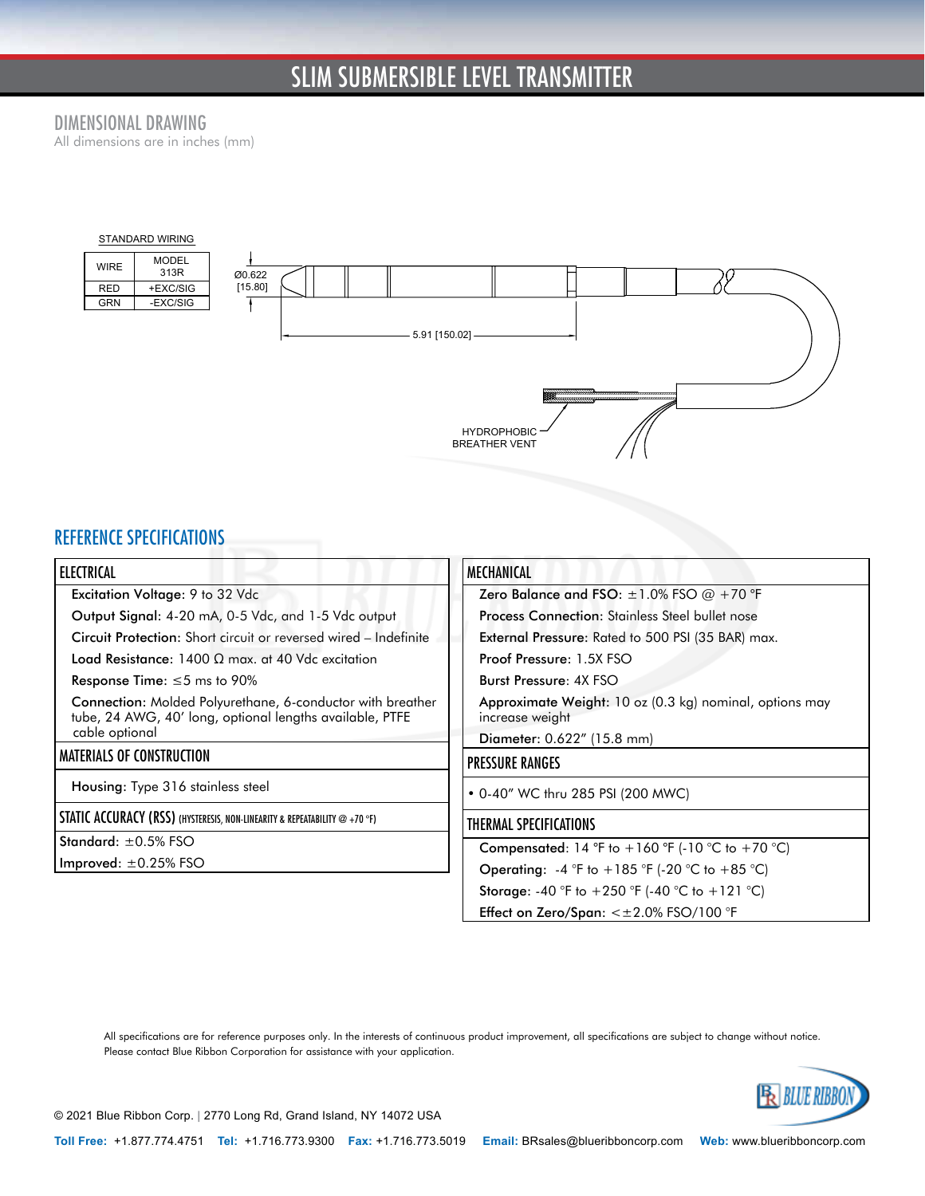# SLIM SUBMERSIBLE LEVEL TRANSMITTER

## DIMENSIONAL DRAWING

All dimensions are in inches (mm)

STANDARD WIRING

| WIRE | MODEL 313R |
|---|---|
| RED | +EXC/SIG |
| GRN | -EXC/SIG |

Ø0.622 [15.80]

5.91 [150.02]

HYDROPHOBIC BREATHER VENT

## REFERENCE SPECIFICATIONS

### ELECTRICAL

**Excitation Voltage:** 9 to 32 Vdc

**Output Signal:** 4-20 mA, 0-5 Vdc, and 1-5 Vdc output

**Circuit Protection:** Short circuit or reversed wired – Indefinite

**Load Resistance:** 1400 Ω max. at 40 Vdc excitation

**Response Time:** ≤5 ms to 90%

**Connection:** Molded Polyurethane, 6-conductor with breather tube, 24 AWG, 40′ long, optional lengths available, PTFE cable optional

### MATERIALS OF CONSTRUCTION

**Housing:** Type 316 stainless steel

### STATIC ACCURACY (RSS) (HYSTERESIS, NON-LINEARITY & REPEATABILITY @ +70 °F)

**Standard:** ±0.5% FSO

**Improved:** ±0.25% FSO

### MECHANICAL

**Zero Balance and FSO:** ±1.0% FSO @ +70 °F

**Process Connection:** Stainless Steel bullet nose

**External Pressure:** Rated to 500 PSI (35 BAR) max.

**Proof Pressure:** 1.5X FSO

**Burst Pressure:** 4X FSO

**Approximate Weight:** 10 oz (0.3 kg) nominal, options may increase weight

**Diameter:** 0.622″ (15.8 mm)

### PRESSURE RANGES

- 0-40″ WC thru 285 PSI (200 MWC)

### THERMAL SPECIFICATIONS

**Compensated:** 14 °F to +160 °F (-10 °C to +70 °C)

**Operating:** -4 °F to +185 °F (-20 °C to +85 °C)

**Storage:** -40 °F to +250 °F (-40 °C to +121 °C)

**Effect on Zero/Span:** <±2.0% FSO/100 °F

All specifications are for reference purposes only. In the interests of continuous product improvement, all specifications are subject to change without notice. Please contact Blue Ribbon Corporation for assistance with your application.

© 2021 Blue Ribbon Corp. | 2770 Long Rd, Grand Island, NY 14072 USA

**Toll Free:** +1.877.774.4751 **Tel:** +1.716.773.9300 **Fax:** +1.716.773.5019 **Email:** BRsales@blueribboncorp.com **Web:** www.blueribboncorp.com